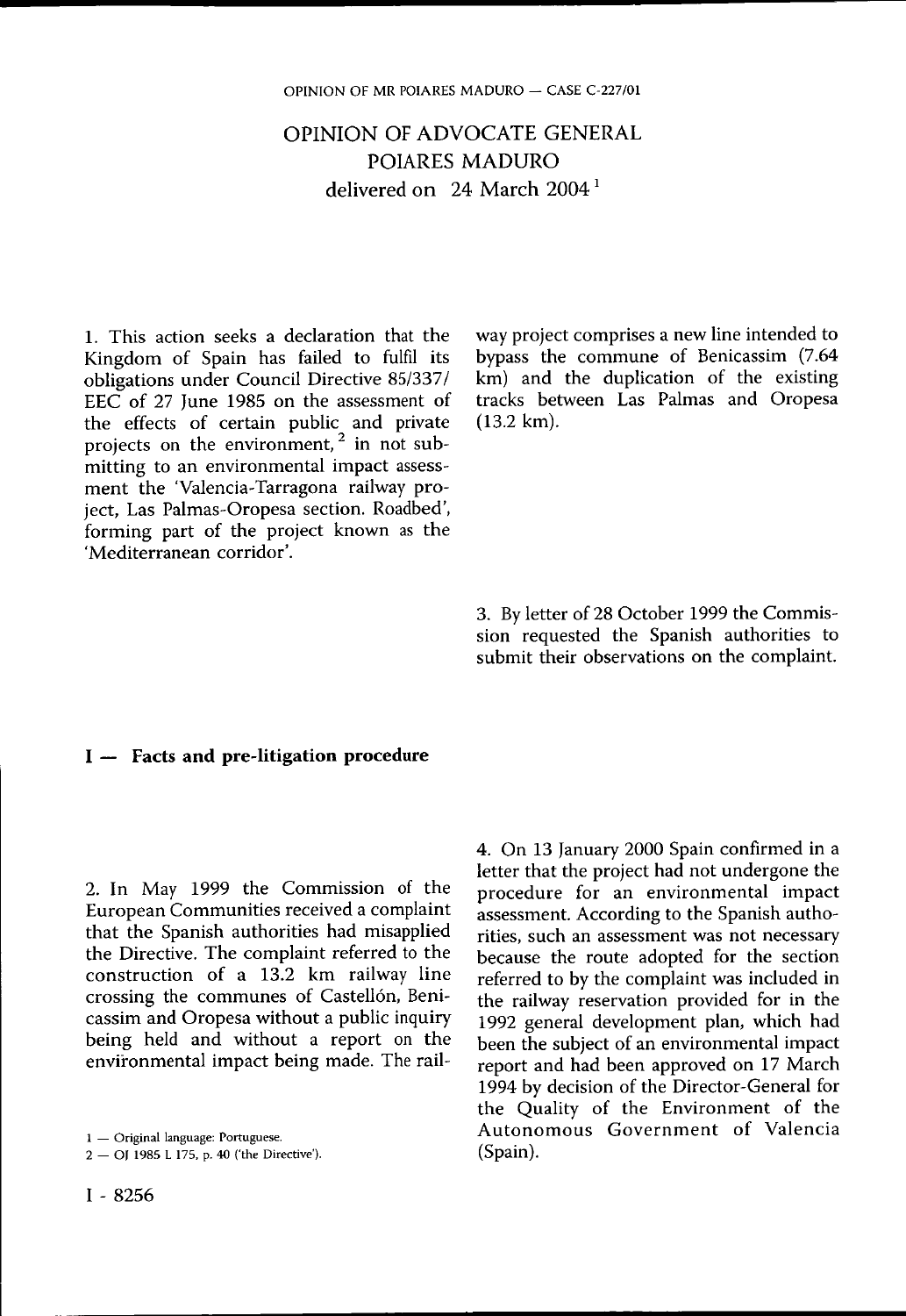# OPINION OF ADVOCATE GENERAL POIARES MADURO

delivered on 24 March 2004 [1]

1. This action seeks a declaration that the Kingdom of Spain has failed to fulfil its obligations under Council Directive 85/337/EEC of 27 June 1985 on the assessment of the effects of certain public and private projects on the environment, [2] in not submitting to an environmental impact assessment the 'Valencia-Tarragona railway project, Las Palmas-Oropesa section. Roadbed', forming part of the project known as the 'Mediterranean corridor'.

## I — Facts and pre-litigation procedure

2. In May 1999 the Commission of the European Communities received a complaint that the Spanish authorities had misapplied the Directive. The complaint referred to the construction of a 13.2 km railway line crossing the communes of Castellón, Benicassim and Oropesa without a public inquiry being held and without a report on the environmental impact being made. The railway project comprises a new line intended to bypass the commune of Benicassim (7.64 km) and the duplication of the existing tracks between Las Palmas and Oropesa (13.2 km).

3. By letter of 28 October 1999 the Commission requested the Spanish authorities to submit their observations on the complaint.

4. On 13 January 2000 Spain confirmed in a letter that the project had not undergone the procedure for an environmental impact assessment. According to the Spanish authorities, such an assessment was not necessary because the route adopted for the section referred to by the complaint was included in the railway reservation provided for in the 1992 general development plan, which had been the subject of an environmental impact report and had been approved on 17 March 1994 by decision of the Director-General for the Quality of the Environment of the Autonomous Government of Valencia (Spain).

1 — Original language: Portuguese.

2 — OJ 1985 L 175, p. 40 ('the Directive').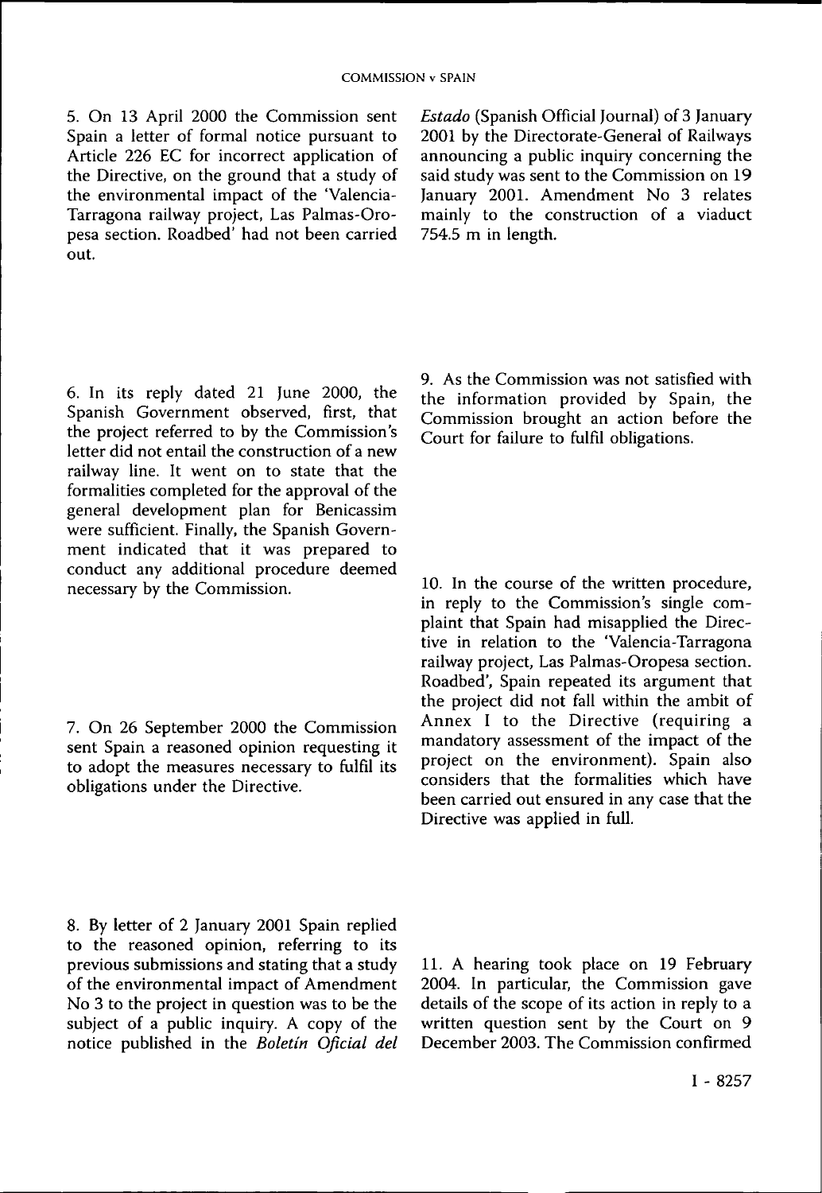5. On 13 April 2000 the Commission sent Spain a letter of formal notice pursuant to Article 226 EC for incorrect application of the Directive, on the ground that a study of the environmental impact of the 'Valencia-Tarragona railway project, Las Palmas-Oropesa section. Roadbed' had not been carried out.

6. In its reply dated 21 June 2000, the Spanish Government observed, first, that the project referred to by the Commission's letter did not entail the construction of a new railway line. It went on to state that the formalities completed for the approval of the general development plan for Benicassim were sufficient. Finally, the Spanish Government indicated that it was prepared to conduct any additional procedure deemed necessary by the Commission.

7. On 26 September 2000 the Commission sent Spain a reasoned opinion requesting it to adopt the measures necessary to fulfil its obligations under the Directive.

8. By letter of 2 January 2001 Spain replied to the reasoned opinion, referring to its previous submissions and stating that a study of the environmental impact of Amendment No 3 to the project in question was to be the subject of a public inquiry. A copy of the notice published in the *Boletín Oficial del Estado* (Spanish Official Journal) of 3 January 2001 by the Directorate-General of Railways announcing a public inquiry concerning the said study was sent to the Commission on 19 January 2001. Amendment No 3 relates mainly to the construction of a viaduct 754.5 m in length.

9. As the Commission was not satisfied with the information provided by Spain, the Commission brought an action before the Court for failure to fulfil obligations.

10. In the course of the written procedure, in reply to the Commission's single complaint that Spain had misapplied the Directive in relation to the 'Valencia-Tarragona railway project, Las Palmas-Oropesa section. Roadbed', Spain repeated its argument that the project did not fall within the ambit of Annex I to the Directive (requiring a mandatory assessment of the impact of the project on the environment). Spain also considers that the formalities which have been carried out ensured in any case that the Directive was applied in full.

11. A hearing took place on 19 February 2004. In particular, the Commission gave details of the scope of its action in reply to a written question sent by the Court on 9 December 2003. The Commission confirmed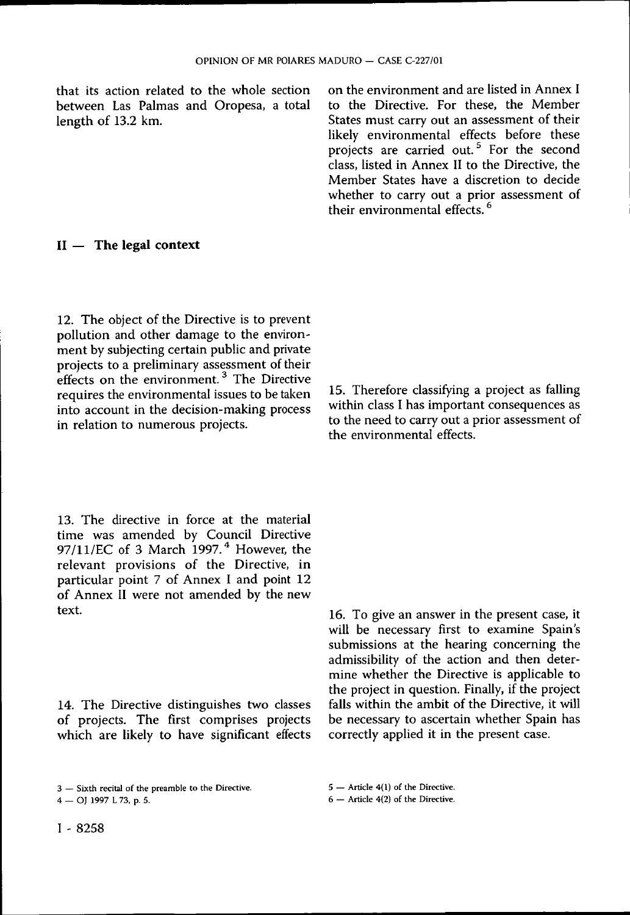that its action related to the whole section between Las Palmas and Oropesa, a total length of 13.2 km.

## II — The legal context

12. The object of the Directive is to prevent pollution and other damage to the environment by subjecting certain public and private projects to a preliminary assessment of their effects on the environment.[3] The Directive requires the environmental issues to be taken into account in the decision-making process in relation to numerous projects.

13. The directive in force at the material time was amended by Council Directive 97/11/EC of 3 March 1997.[4] However, the relevant provisions of the Directive, in particular point 7 of Annex I and point 12 of Annex II were not amended by the new text.

14. The Directive distinguishes two classes of projects. The first comprises projects which are likely to have significant effects on the environment and are listed in Annex I to the Directive. For these, the Member States must carry out an assessment of their likely environmental effects before these projects are carried out.[5] For the second class, listed in Annex II to the Directive, the Member States have a discretion to decide whether to carry out a prior assessment of their environmental effects.[6]

15. Therefore classifying a project as falling within class I has important consequences as to the need to carry out a prior assessment of the environmental effects.

16. To give an answer in the present case, it will be necessary first to examine Spain's submissions at the hearing concerning the admissibility of the action and then determine whether the Directive is applicable to the project in question. Finally, if the project falls within the ambit of the Directive, it will be necessary to ascertain whether Spain has correctly applied it in the present case.

3 — Sixth recital of the preamble to the Directive.

4 — OJ 1997 L 73, p. 5.

5 — Article 4(1) of the Directive.

6 — Article 4(2) of the Directive.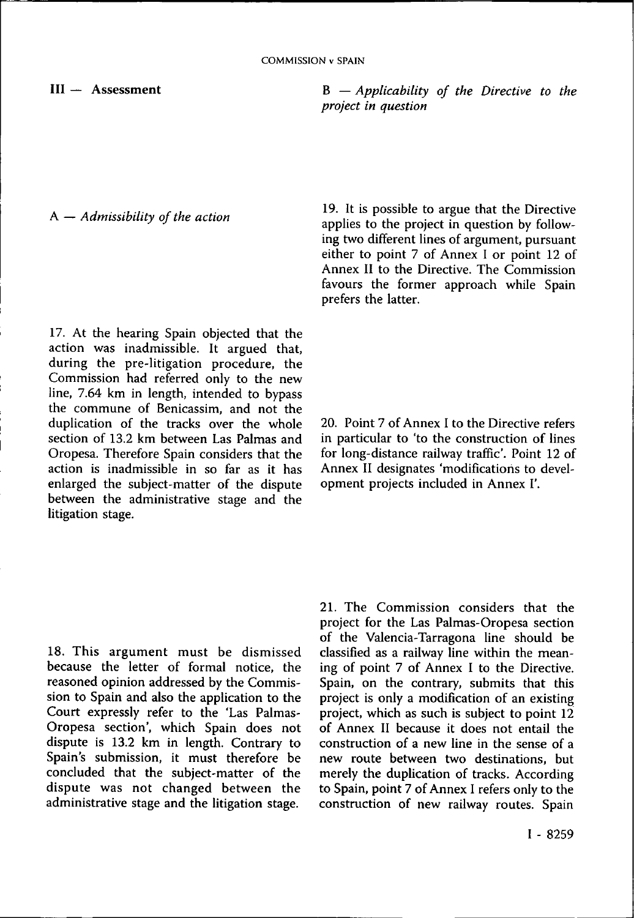## III — Assessment

### *A — Admissibility of the action*

17. At the hearing Spain objected that the action was inadmissible. It argued that, during the pre-litigation procedure, the Commission had referred only to the new line, 7.64 km in length, intended to bypass the commune of Benicassim, and not the duplication of the tracks over the whole section of 13.2 km between Las Palmas and Oropesa. Therefore Spain considers that the action is inadmissible in so far as it has enlarged the subject-matter of the dispute between the administrative stage and the litigation stage.

18. This argument must be dismissed because the letter of formal notice, the reasoned opinion addressed by the Commission to Spain and also the application to the Court expressly refer to the 'Las Palmas-Oropesa section', which Spain does not dispute is 13.2 km in length. Contrary to Spain's submission, it must therefore be concluded that the subject-matter of the dispute was not changed between the administrative stage and the litigation stage.

### *B — Applicability of the Directive to the project in question*

19. It is possible to argue that the Directive applies to the project in question by following two different lines of argument, pursuant either to point 7 of Annex I or point 12 of Annex II to the Directive. The Commission favours the former approach while Spain prefers the latter.

20. Point 7 of Annex I to the Directive refers in particular to 'to the construction of lines for long-distance railway traffic'. Point 12 of Annex II designates 'modifications to development projects included in Annex I'.

21. The Commission considers that the project for the Las Palmas-Oropesa section of the Valencia-Tarragona line should be classified as a railway line within the meaning of point 7 of Annex I to the Directive. Spain, on the contrary, submits that this project is only a modification of an existing project, which as such is subject to point 12 of Annex II because it does not entail the construction of a new line in the sense of a new route between two destinations, but merely the duplication of tracks. According to Spain, point 7 of Annex I refers only to the construction of new railway routes. Spain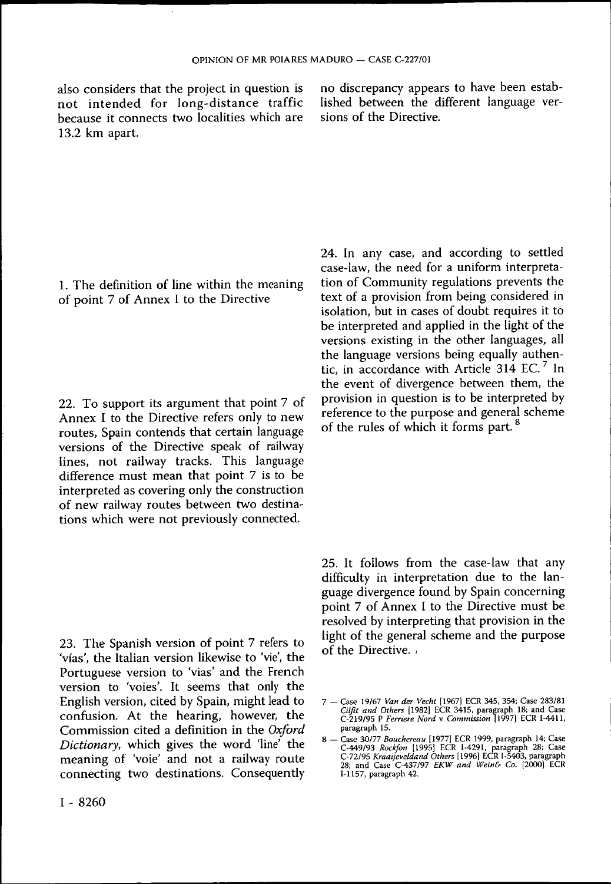also considers that the project in question is not intended for long-distance traffic because it connects two localities which are 13.2 km apart.

### 1. The definition of line within the meaning of point 7 of Annex I to the Directive

22. To support its argument that point 7 of Annex I to the Directive refers only to new routes, Spain contends that certain language versions of the Directive speak of railway lines, not railway tracks. This language difference must mean that point 7 is to be interpreted as covering only the construction of new railway routes between two destinations which were not previously connected.

23. The Spanish version of point 7 refers to 'vías', the Italian version likewise to 'vie', the Portuguese version to 'vias' and the French version to 'voies'. It seems that only the English version, cited by Spain, might lead to confusion. At the hearing, however, the Commission cited a definition in the *Oxford Dictionary*, which gives the word 'line' the meaning of 'voie' and not a railway route connecting two destinations. Consequently no discrepancy appears to have been established between the different language versions of the Directive.

24. In any case, and according to settled case-law, the need for a uniform interpretation of Community regulations prevents the text of a provision from being considered in isolation, but in cases of doubt requires it to be interpreted and applied in the light of the versions existing in the other languages, all the language versions being equally authentic, in accordance with Article 314 EC.[7] In the event of divergence between them, the provision in question is to be interpreted by reference to the purpose and general scheme of the rules of which it forms part.[8]

25. It follows from the case-law that any difficulty in interpretation due to the language divergence found by Spain concerning point 7 of Annex I to the Directive must be resolved by interpreting that provision in the light of the general scheme and the purpose of the Directive.

7 — Case 19/67 *Van der Vecht* [1967] ECR 345, 354; Case 283/81 *Cilfit and Others* [1982] ECR 3415, paragraph 18; and Case C-219/95 P *Ferriere Nord* v *Commission* [1997] ECR I-4411, paragraph 15.

8 — Case 30/77 *Bouchereau* [1977] ECR 1999, paragraph 14; Case C-449/93 *Rockfon* [1995] ECR I-4291, paragraph 28; Case C-72/95 *Kraaijeveldand Others* [1996] ECR I-5403, paragraph 28; and Case C-437/97 *EKW and Wein& Co.* [2000] ECR I-1157, paragraph 42.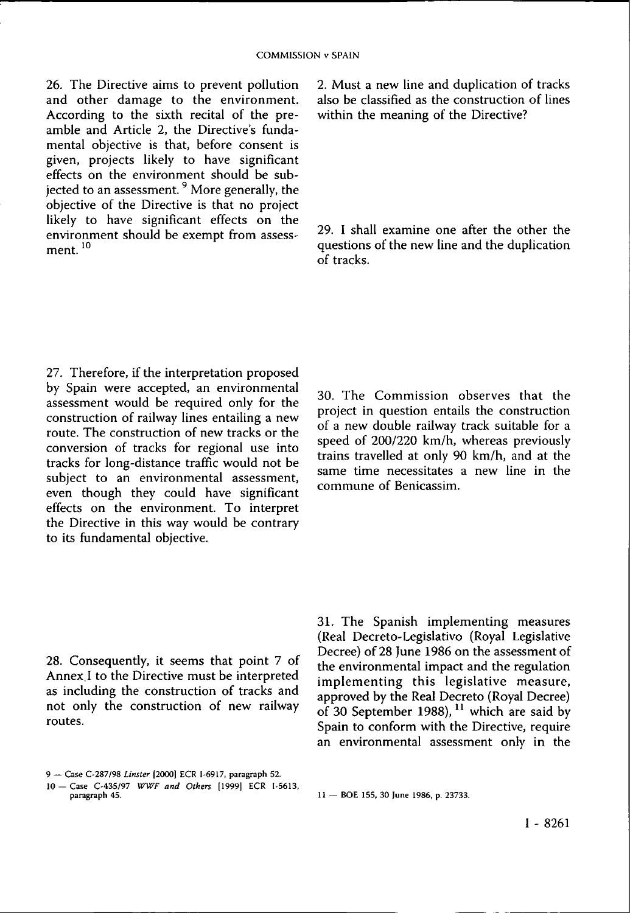26. The Directive aims to prevent pollution and other damage to the environment. According to the sixth recital of the preamble and Article 2, the Directive's fundamental objective is that, before consent is given, projects likely to have significant effects on the environment should be subjected to an assessment. [9] More generally, the objective of the Directive is that no project likely to have significant effects on the environment should be exempt from assessment. [10]

27. Therefore, if the interpretation proposed by Spain were accepted, an environmental assessment would be required only for the construction of railway lines entailing a new route. The construction of new tracks or the conversion of tracks for regional use into tracks for long-distance traffic would not be subject to an environmental assessment, even though they could have significant effects on the environment. To interpret the Directive in this way would be contrary to its fundamental objective.

28. Consequently, it seems that point 7 of Annex I to the Directive must be interpreted as including the construction of tracks and not only the construction of new railway routes.

2. Must a new line and duplication of tracks also be classified as the construction of lines within the meaning of the Directive?

29. I shall examine one after the other the questions of the new line and the duplication of tracks.

30. The Commission observes that the project in question entails the construction of a new double railway track suitable for a speed of 200/220 km/h, whereas previously trains travelled at only 90 km/h, and at the same time necessitates a new line in the commune of Benicassim.

31. The Spanish implementing measures (Real Decreto-Legislativo (Royal Legislative Decree) of 28 June 1986 on the assessment of the environmental impact and the regulation implementing this legislative measure, approved by the Real Decreto (Royal Decree) of 30 September 1988), [11] which are said by Spain to conform with the Directive, require an environmental assessment only in the

9 — Case C-287/98 *Linster* [2000] ECR I-6917, paragraph 52.

10 — Case C-435/97 *WWF and Others* [1999] ECR I-5613, paragraph 45.

11 — BOE 155, 30 June 1986, p. 23733.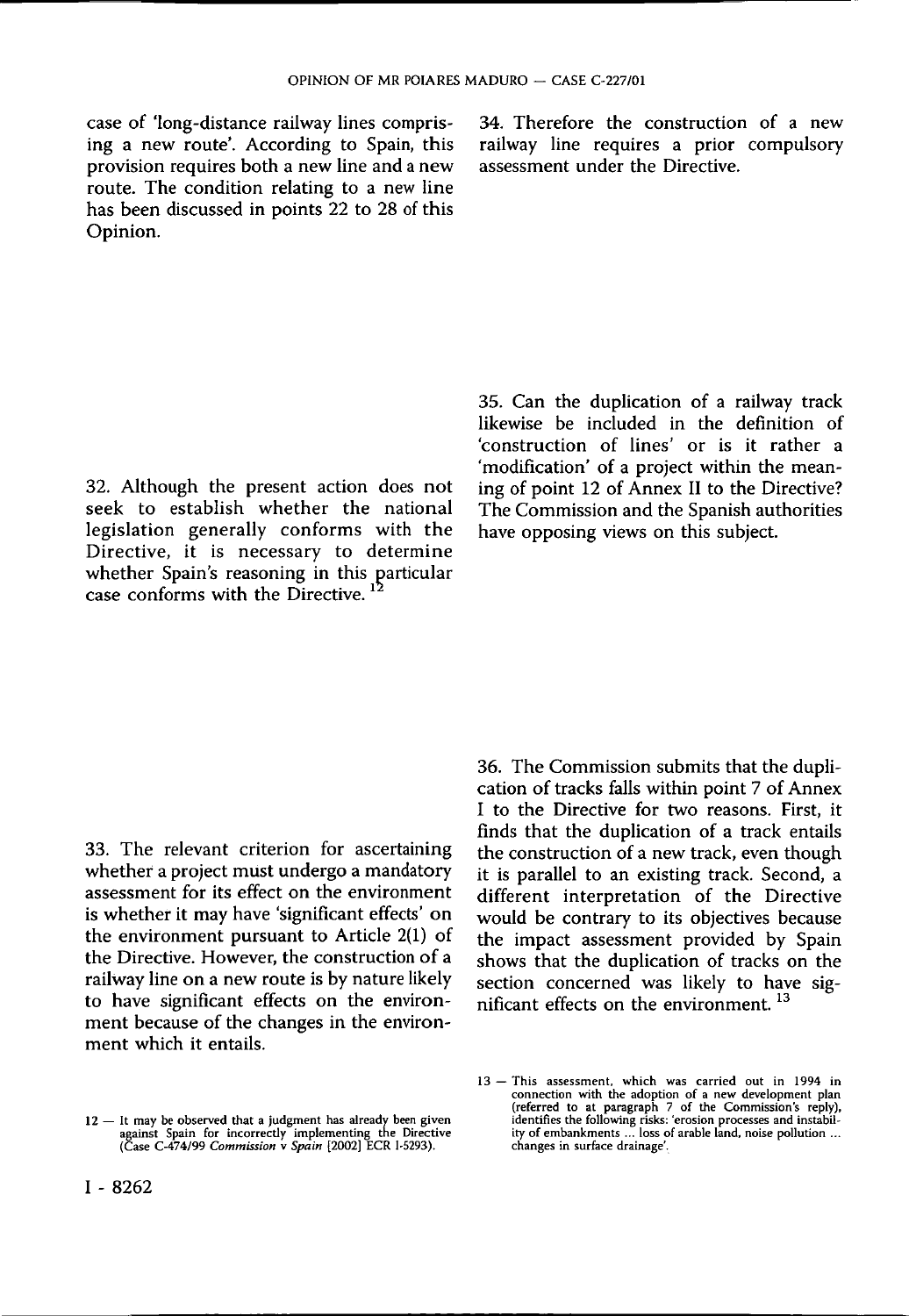case of 'long-distance railway lines comprising a new route'. According to Spain, this provision requires both a new line and a new route. The condition relating to a new line has been discussed in points 22 to 28 of this Opinion.

32. Although the present action does not seek to establish whether the national legislation generally conforms with the Directive, it is necessary to determine whether Spain's reasoning in this particular case conforms with the Directive.[12]

33. The relevant criterion for ascertaining whether a project must undergo a mandatory assessment for its effect on the environment is whether it may have 'significant effects' on the environment pursuant to Article 2(1) of the Directive. However, the construction of a railway line on a new route is by nature likely to have significant effects on the environment because of the changes in the environment which it entails.

34. Therefore the construction of a new railway line requires a prior compulsory assessment under the Directive.

35. Can the duplication of a railway track likewise be included in the definition of 'construction of lines' or is it rather a 'modification' of a project within the meaning of point 12 of Annex II to the Directive? The Commission and the Spanish authorities have opposing views on this subject.

36. The Commission submits that the duplication of tracks falls within point 7 of Annex I to the Directive for two reasons. First, it finds that the duplication of a track entails the construction of a new track, even though it is parallel to an existing track. Second, a different interpretation of the Directive would be contrary to its objectives because the impact assessment provided by Spain shows that the duplication of tracks on the section concerned was likely to have significant effects on the environment.[13]

12 — It may be observed that a judgment has already been given against Spain for incorrectly implementing the Directive (Case C-474/99 *Commission* v *Spain* [2002] ECR I-5293).

13 — This assessment, which was carried out in 1994 in connection with the adoption of a new development plan (referred to at paragraph 7 of the Commission's reply), identifies the following risks: 'erosion processes and instability of embankments ... loss of arable land, noise pollution ... changes in surface drainage'.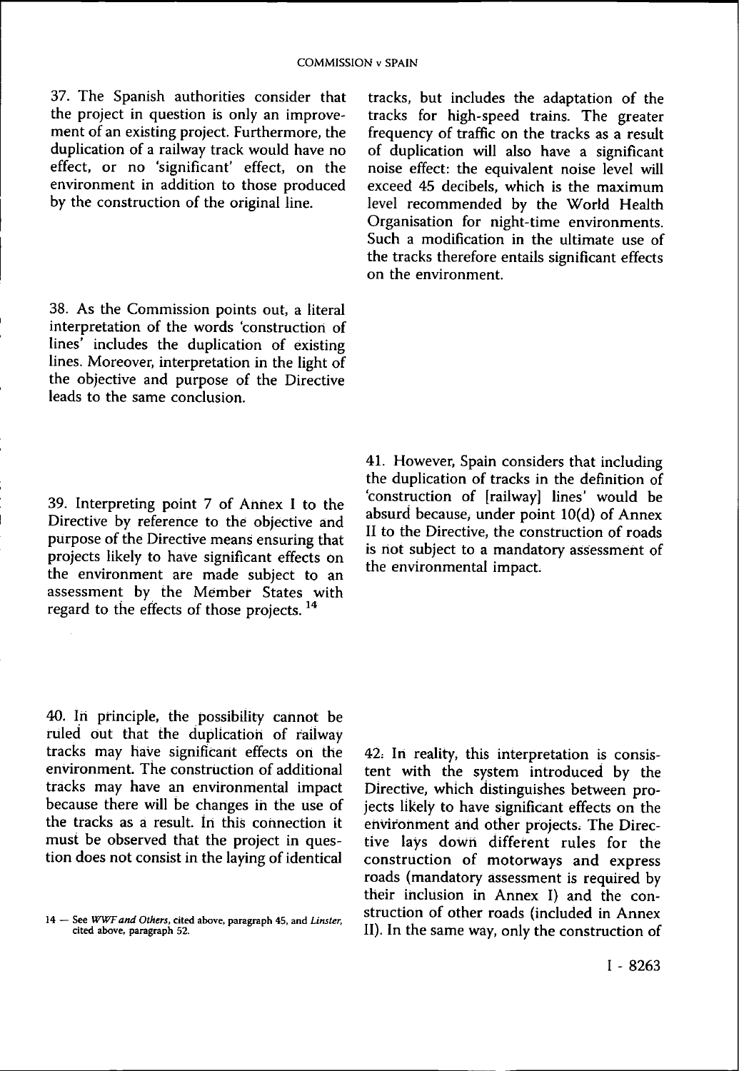37. The Spanish authorities consider that the project in question is only an improvement of an existing project. Furthermore, the duplication of a railway track would have no effect, or no 'significant' effect, on the environment in addition to those produced by the construction of the original line.

38. As the Commission points out, a literal interpretation of the words 'construction of lines' includes the duplication of existing lines. Moreover, interpretation in the light of the objective and purpose of the Directive leads to the same conclusion.

39. Interpreting point 7 of Annex I to the Directive by reference to the objective and purpose of the Directive means ensuring that projects likely to have significant effects on the environment are made subject to an assessment by the Member States with regard to the effects of those projects. [14]

40. In principle, the possibility cannot be ruled out that the duplication of railway tracks may have significant effects on the environment. The construction of additional tracks may have an environmental impact because there will be changes in the use of the tracks as a result. In this connection it must be observed that the project in question does not consist in the laying of identical tracks, but includes the adaptation of the tracks for high-speed trains. The greater frequency of traffic on the tracks as a result of duplication will also have a significant noise effect: the equivalent noise level will exceed 45 decibels, which is the maximum level recommended by the World Health Organisation for night-time environments. Such a modification in the ultimate use of the tracks therefore entails significant effects on the environment.

41. However, Spain considers that including the duplication of tracks in the definition of 'construction of [railway] lines' would be absurd because, under point 10(d) of Annex II to the Directive, the construction of roads is not subject to a mandatory assessment of the environmental impact.

42. In reality, this interpretation is consistent with the system introduced by the Directive, which distinguishes between projects likely to have significant effects on the environment and other projects. The Directive lays down different rules for the construction of motorways and express roads (mandatory assessment is required by their inclusion in Annex I) and the construction of other roads (included in Annex II). In the same way, only the construction of

14 — See *WWF and Others*, cited above, paragraph 45, and *Linster*, cited above, paragraph 52.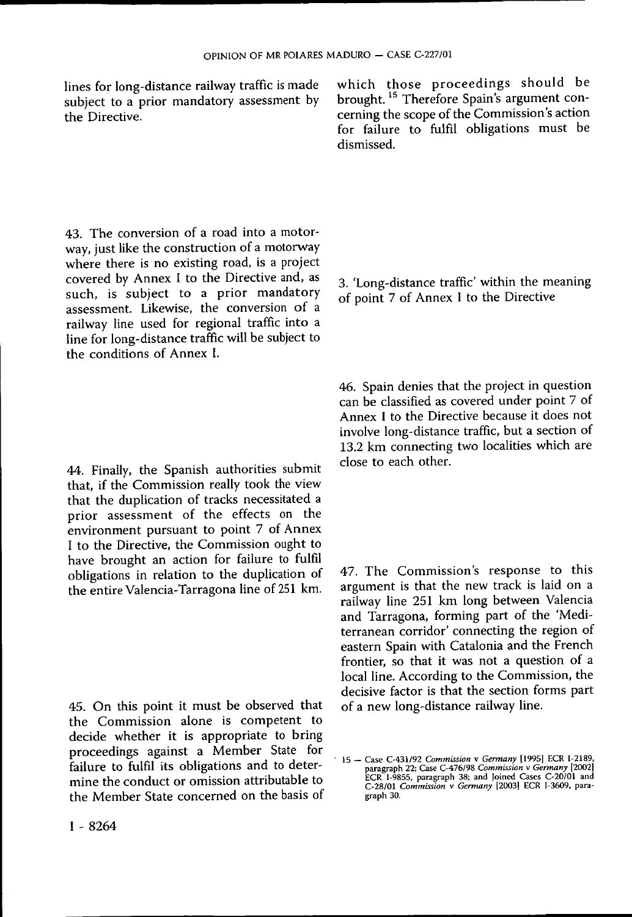lines for long-distance railway traffic is made subject to a prior mandatory assessment by the Directive.

43. The conversion of a road into a motorway, just like the construction of a motorway where there is no existing road, is a project covered by Annex I to the Directive and, as such, is subject to a prior mandatory assessment. Likewise, the conversion of a railway line used for regional traffic into a line for long-distance traffic will be subject to the conditions of Annex I.

44. Finally, the Spanish authorities submit that, if the Commission really took the view that the duplication of tracks necessitated a prior assessment of the effects on the environment pursuant to point 7 of Annex I to the Directive, the Commission ought to have brought an action for failure to fulfil obligations in relation to the duplication of the entire Valencia-Tarragona line of 251 km.

45. On this point it must be observed that the Commission alone is competent to decide whether it is appropriate to bring proceedings against a Member State for failure to fulfil its obligations and to determine the conduct or omission attributable to the Member State concerned on the basis of which those proceedings should be brought. [15] Therefore Spain's argument concerning the scope of the Commission's action for failure to fulfil obligations must be dismissed.

### 3. 'Long-distance traffic' within the meaning of point 7 of Annex I to the Directive

46. Spain denies that the project in question can be classified as covered under point 7 of Annex I to the Directive because it does not involve long-distance traffic, but a section of 13.2 km connecting two localities which are close to each other.

47. The Commission's response to this argument is that the new track is laid on a railway line 251 km long between Valencia and Tarragona, forming part of the 'Mediterranean corridor' connecting the region of eastern Spain with Catalonia and the French frontier, so that it was not a question of a local line. According to the Commission, the decisive factor is that the section forms part of a new long-distance railway line.

15 — Case C-431/92 *Commission* v *Germany* [1995] ECR I-2189, paragraph 22; Case C-476/98 *Commission* v *Germany* [2002] ECR I-9855, paragraph 38; and Joined Cases C-20/01 and C-28/01 *Commission* v *Germany* [2003] ECR I-3609, paragraph 30.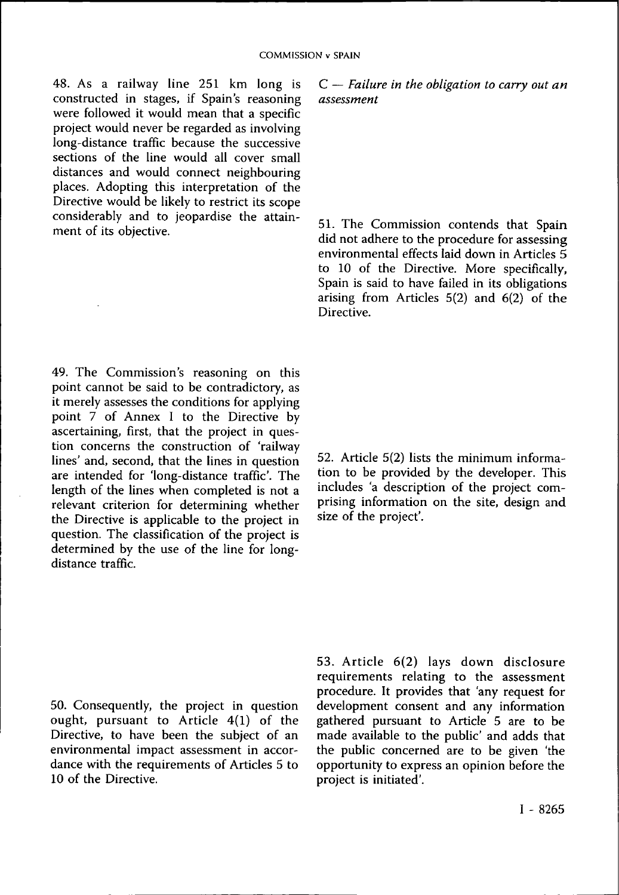48. As a railway line 251 km long is constructed in stages, if Spain's reasoning were followed it would mean that a specific project would never be regarded as involving long-distance traffic because the successive sections of the line would all cover small distances and would connect neighbouring places. Adopting this interpretation of the Directive would be likely to restrict its scope considerably and to jeopardise the attainment of its objective.

49. The Commission's reasoning on this point cannot be said to be contradictory, as it merely assesses the conditions for applying point 7 of Annex I to the Directive by ascertaining, first, that the project in question concerns the construction of 'railway lines' and, second, that the lines in question are intended for 'long-distance traffic'. The length of the lines when completed is not a relevant criterion for determining whether the Directive is applicable to the project in question. The classification of the project is determined by the use of the line for long-distance traffic.

50. Consequently, the project in question ought, pursuant to Article 4(1) of the Directive, to have been the subject of an environmental impact assessment in accordance with the requirements of Articles 5 to 10 of the Directive.

### *C — Failure in the obligation to carry out an assessment*

51. The Commission contends that Spain did not adhere to the procedure for assessing environmental effects laid down in Articles 5 to 10 of the Directive. More specifically, Spain is said to have failed in its obligations arising from Articles 5(2) and 6(2) of the Directive.

52. Article 5(2) lists the minimum information to be provided by the developer. This includes 'a description of the project comprising information on the site, design and size of the project'.

53. Article 6(2) lays down disclosure requirements relating to the assessment procedure. It provides that 'any request for development consent and any information gathered pursuant to Article 5 are to be made available to the public' and adds that the public concerned are to be given 'the opportunity to express an opinion before the project is initiated'.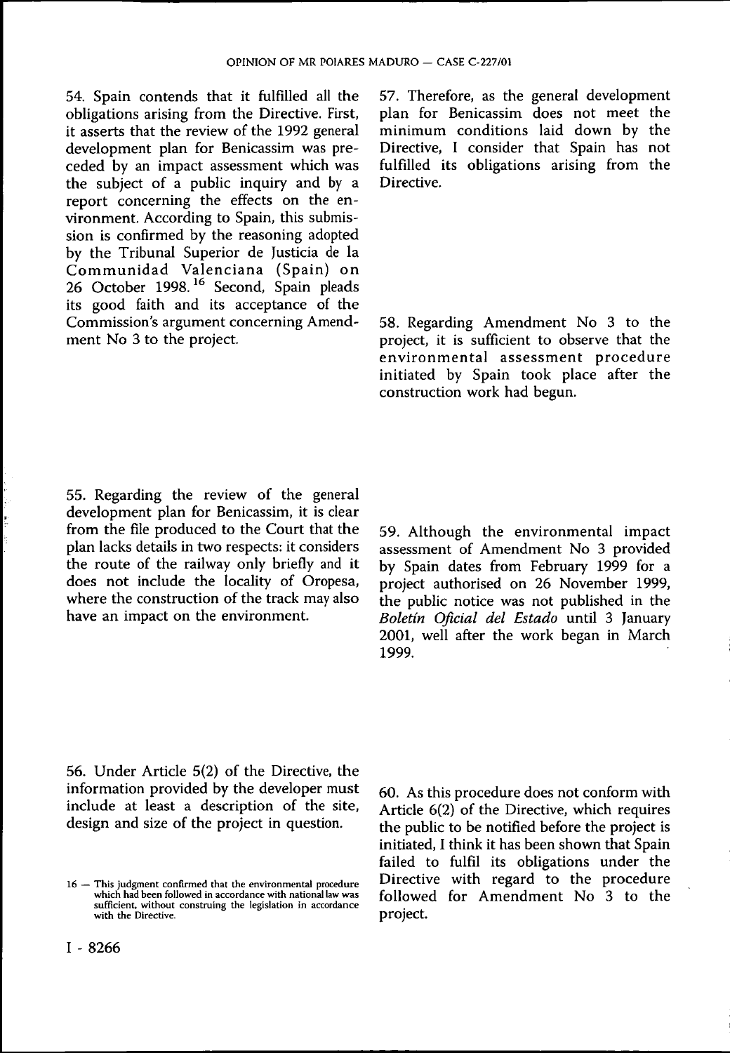54. Spain contends that it fulfilled all the obligations arising from the Directive. First, it asserts that the review of the 1992 general development plan for Benicassim was preceded by an impact assessment which was the subject of a public inquiry and by a report concerning the effects on the environment. According to Spain, this submission is confirmed by the reasoning adopted by the Tribunal Superior de Justicia de la Communidad Valenciana (Spain) on 26 October 1998.[16] Second, Spain pleads its good faith and its acceptance of the Commission's argument concerning Amendment No 3 to the project.

55. Regarding the review of the general development plan for Benicassim, it is clear from the file produced to the Court that the plan lacks details in two respects: it considers the route of the railway only briefly and it does not include the locality of Oropesa, where the construction of the track may also have an impact on the environment.

56. Under Article 5(2) of the Directive, the information provided by the developer must include at least a description of the site, design and size of the project in question.

57. Therefore, as the general development plan for Benicassim does not meet the minimum conditions laid down by the Directive, I consider that Spain has not fulfilled its obligations arising from the Directive.

58. Regarding Amendment No 3 to the project, it is sufficient to observe that the environmental assessment procedure initiated by Spain took place after the construction work had begun.

59. Although the environmental impact assessment of Amendment No 3 provided by Spain dates from February 1999 for a project authorised on 26 November 1999, the public notice was not published in the *Boletín Oficial del Estado* until 3 January 2001, well after the work began in March 1999.

60. As this procedure does not conform with Article 6(2) of the Directive, which requires the public to be notified before the project is initiated, I think it has been shown that Spain failed to fulfil its obligations under the Directive with regard to the procedure followed for Amendment No 3 to the project.

16 — This judgment confirmed that the environmental procedure which had been followed in accordance with national law was sufficient, without construing the legislation in accordance with the Directive.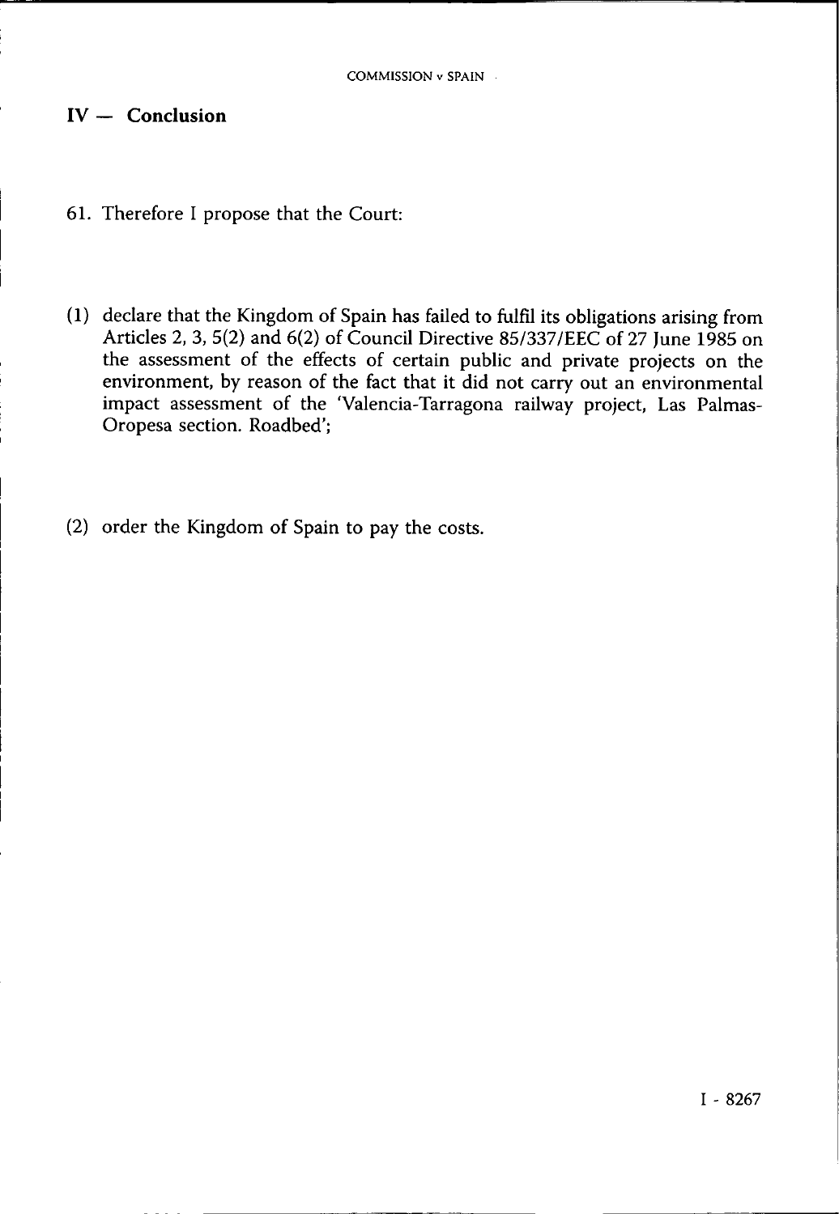## IV — Conclusion

61. Therefore I propose that the Court:

(1) declare that the Kingdom of Spain has failed to fulfil its obligations arising from Articles 2, 3, 5(2) and 6(2) of Council Directive 85/337/EEC of 27 June 1985 on the assessment of the effects of certain public and private projects on the environment, by reason of the fact that it did not carry out an environmental impact assessment of the 'Valencia-Tarragona railway project, Las Palmas-Oropesa section. Roadbed';

(2) order the Kingdom of Spain to pay the costs.